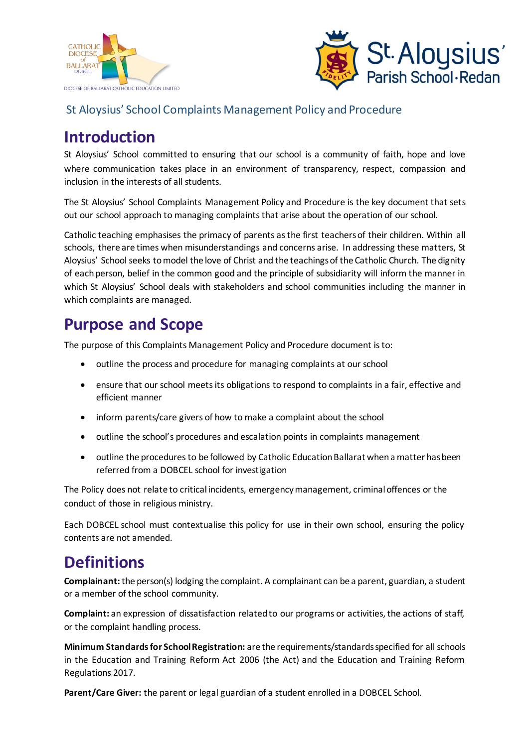St Aloysius' School Complaints Management Policy and Procedure

# Introduction

St Aloysius' School committed to ensuring that our school is a community of faith, hope and love where communication takes place in an environment of transparency, respect, compassion and inclusion in the interests of all students.

The St Aloysius' School Complaints Management Policy and Procedure is the key document that sets out our school approach to managing complaints that arise about the operation of our school.

Catholic teaching emphasises the primacy of parents as the first teachers of their children. Within all schools, there are times when misunderstandings and concerns arise. In addressing these matters, St Aloysius' School seeks to model the love of Christ and the teachings of the Catholic Church. The dignity of each person, belief in the common good and the principle of subsidiarity will inform the manner in which St Aloysius' School deals with stakeholders and school communities including the manner in which complaints are managed.

# Purpose and Scope

The purpose of this Complaints Management Policy and Procedure document is to:

- outline the process and procedure for managing complaints at our school
- ensure that our school meets its obligations to respond to complaints in a fair, effective and efficient manner
- inform parents/care givers of how to make a complaint about the school
- outline the school's procedures and escalation points in complaints management
- outline the procedures to be followed by Catholic Education Ballarat when a matter has been referred from a DOBCEL school for investigation

The Policy does not relate to critical incidents, emergency management, criminal offences or the conduct of those in religious ministry.

Each DOBCEL school must contextualise this policy for use in their own school, ensuring the policy contents are not amended.

# Definitions

**Complainant:** the person(s) lodging the complaint. A complainant can be a parent, guardian, a student or a member of the school community.

**Complaint:** an expression of dissatisfaction related to our programs or activities, the actions of staff, or the complaint handling process.

**Minimum Standards for School Registration:** are the requirements/standards specified for all schools in the Education and Training Reform Act 2006 (the Act) and the Education and Training Reform Regulations 2017.

**Parent/Care Giver:** the parent or legal guardian of a student enrolled in a DOBCEL School.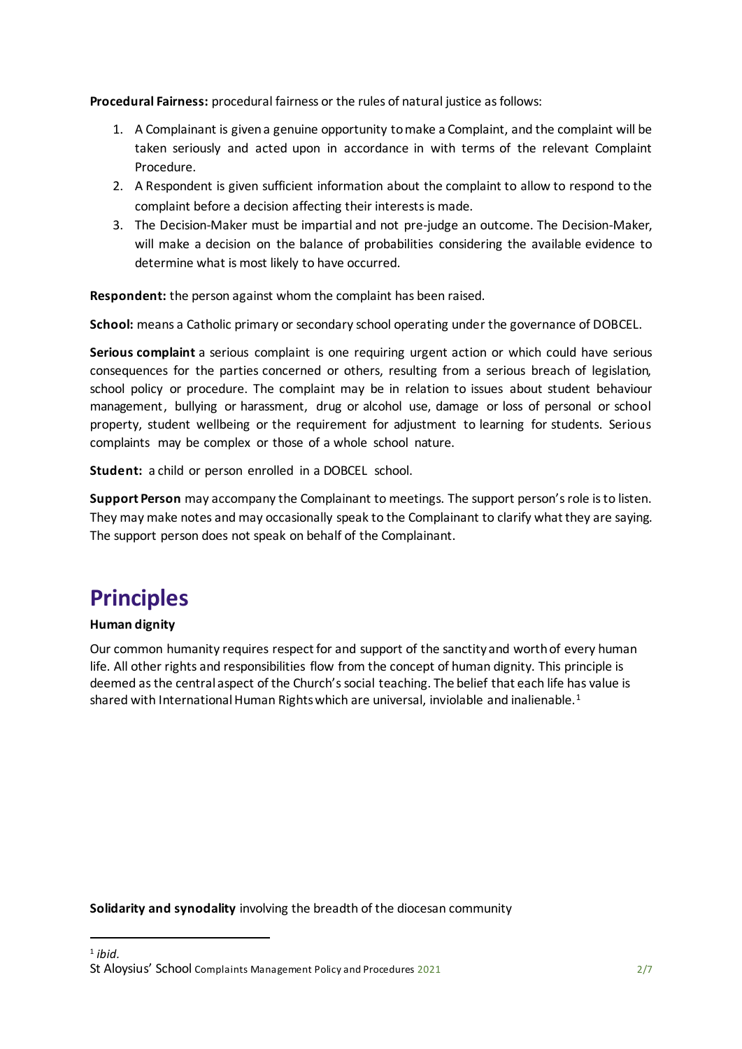**Procedural Fairness:** procedural fairness or the rules of natural justice as follows:

1. A Complainant is given a genuine opportunity to make a Complaint, and the complaint will be taken seriously and acted upon in accordance in with terms of the relevant Complaint Procedure.
2. A Respondent is given sufficient information about the complaint to allow to respond to the complaint before a decision affecting their interests is made.
3. The Decision-Maker must be impartial and not pre-judge an outcome. The Decision-Maker, will make a decision on the balance of probabilities considering the available evidence to determine what is most likely to have occurred.

**Respondent:** the person against whom the complaint has been raised.

**School:** means a Catholic primary or secondary school operating under the governance of DOBCEL.

**Serious complaint** a serious complaint is one requiring urgent action or which could have serious consequences for the parties concerned or others, resulting from a serious breach of legislation, school policy or procedure. The complaint may be in relation to issues about student behaviour management, bullying or harassment, drug or alcohol use, damage or loss of personal or school property, student wellbeing or the requirement for adjustment to learning for students. Serious complaints may be complex or those of a whole school nature.

**Student:** a child or person enrolled in a DOBCEL school.

**Support Person** may accompany the Complainant to meetings. The support person's role is to listen. They may make notes and may occasionally speak to the Complainant to clarify what they are saying. The support person does not speak on behalf of the Complainant.

# Principles

**Human dignity**

Our common humanity requires respect for and support of the sanctity and worth of every human life. All other rights and responsibilities flow from the concept of human dignity. This principle is deemed as the central aspect of the Church's social teaching. The belief that each life has value is shared with International Human Rights which are universal, inviolable and inalienable.[1]

**Solidarity and synodality** involving the breadth of the diocesan community

[1] *ibid.*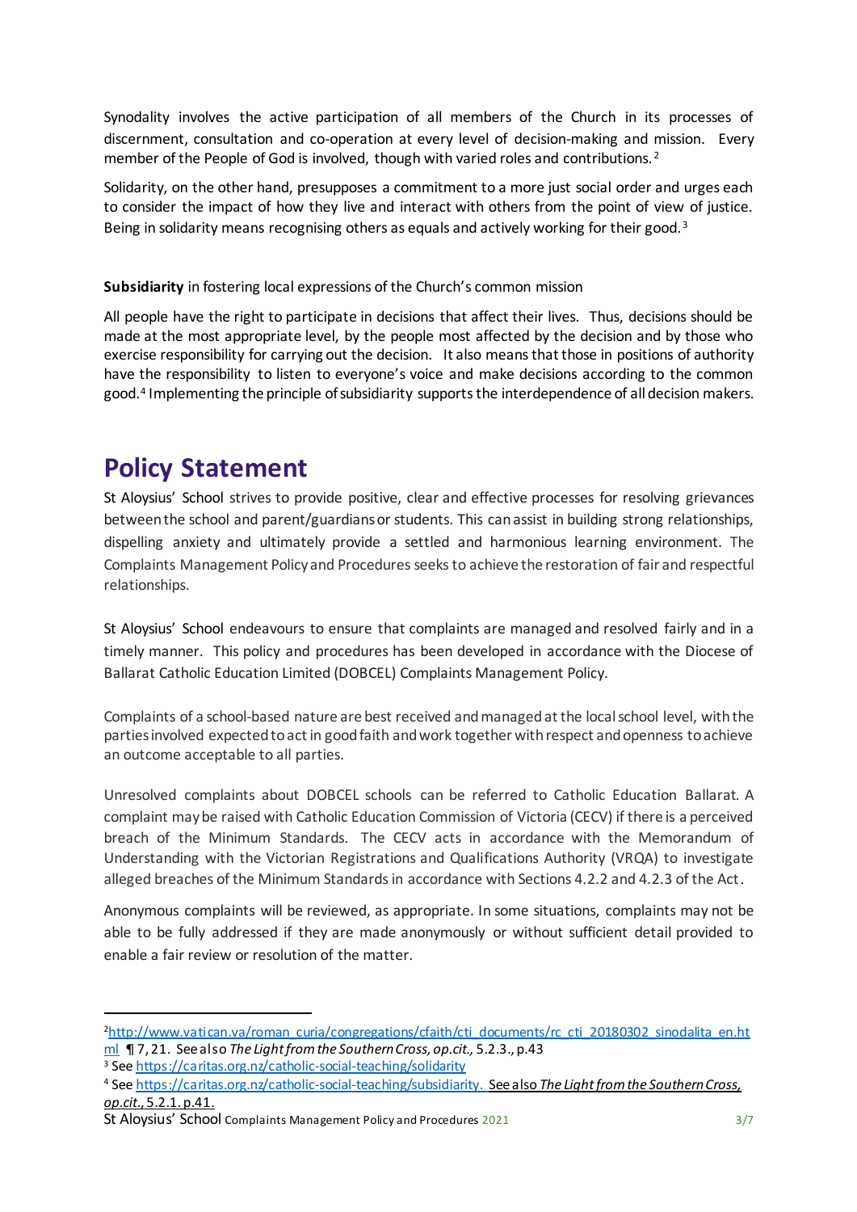Synodality involves the active participation of all members of the Church in its processes of discernment, consultation and co-operation at every level of decision-making and mission. Every member of the People of God is involved, though with varied roles and contributions.[2]

Solidarity, on the other hand, presupposes a commitment to a more just social order and urges each to consider the impact of how they live and interact with others from the point of view of justice. Being in solidarity means recognising others as equals and actively working for their good.[3]

**Subsidiarity** in fostering local expressions of the Church's common mission

All people have the right to participate in decisions that affect their lives. Thus, decisions should be made at the most appropriate level, by the people most affected by the decision and by those who exercise responsibility for carrying out the decision. It also means that those in positions of authority have the responsibility to listen to everyone's voice and make decisions according to the common good.[4] Implementing the principle of subsidiarity supports the interdependence of all decision makers.

# Policy Statement

St Aloysius' School strives to provide positive, clear and effective processes for resolving grievances between the school and parent/guardians or students. This can assist in building strong relationships, dispelling anxiety and ultimately provide a settled and harmonious learning environment. The Complaints Management Policy and Procedures seeks to achieve the restoration of fair and respectful relationships.

St Aloysius' School endeavours to ensure that complaints are managed and resolved fairly and in a timely manner. This policy and procedures has been developed in accordance with the Diocese of Ballarat Catholic Education Limited (DOBCEL) Complaints Management Policy.

Complaints of a school-based nature are best received and managed at the local school level, with the parties involved expected to act in good faith and work together with respect and openness to achieve an outcome acceptable to all parties.

Unresolved complaints about DOBCEL schools can be referred to Catholic Education Ballarat. A complaint may be raised with Catholic Education Commission of Victoria (CECV) if there is a perceived breach of the Minimum Standards. The CECV acts in accordance with the Memorandum of Understanding with the Victorian Registrations and Qualifications Authority (VRQA) to investigate alleged breaches of the Minimum Standards in accordance with Sections 4.2.2 and 4.2.3 of the Act.

Anonymous complaints will be reviewed, as appropriate. In some situations, complaints may not be able to be fully addressed if they are made anonymously or without sufficient detail provided to enable a fair review or resolution of the matter.

---

[2] http://www.vatican.va/roman_curia/congregations/cfaith/cti_documents/rc_cti_20180302_sinodalita_en.html ¶ 7, 21. See also *The Light from the Southern Cross, op.cit.,* 5.2.3., p.43

[3] See https://caritas.org.nz/catholic-social-teaching/solidarity

[4] See https://caritas.org.nz/catholic-social-teaching/subsidiarity. See also *The Light from the Southern Cross, op.cit.*, 5.2.1. p.41.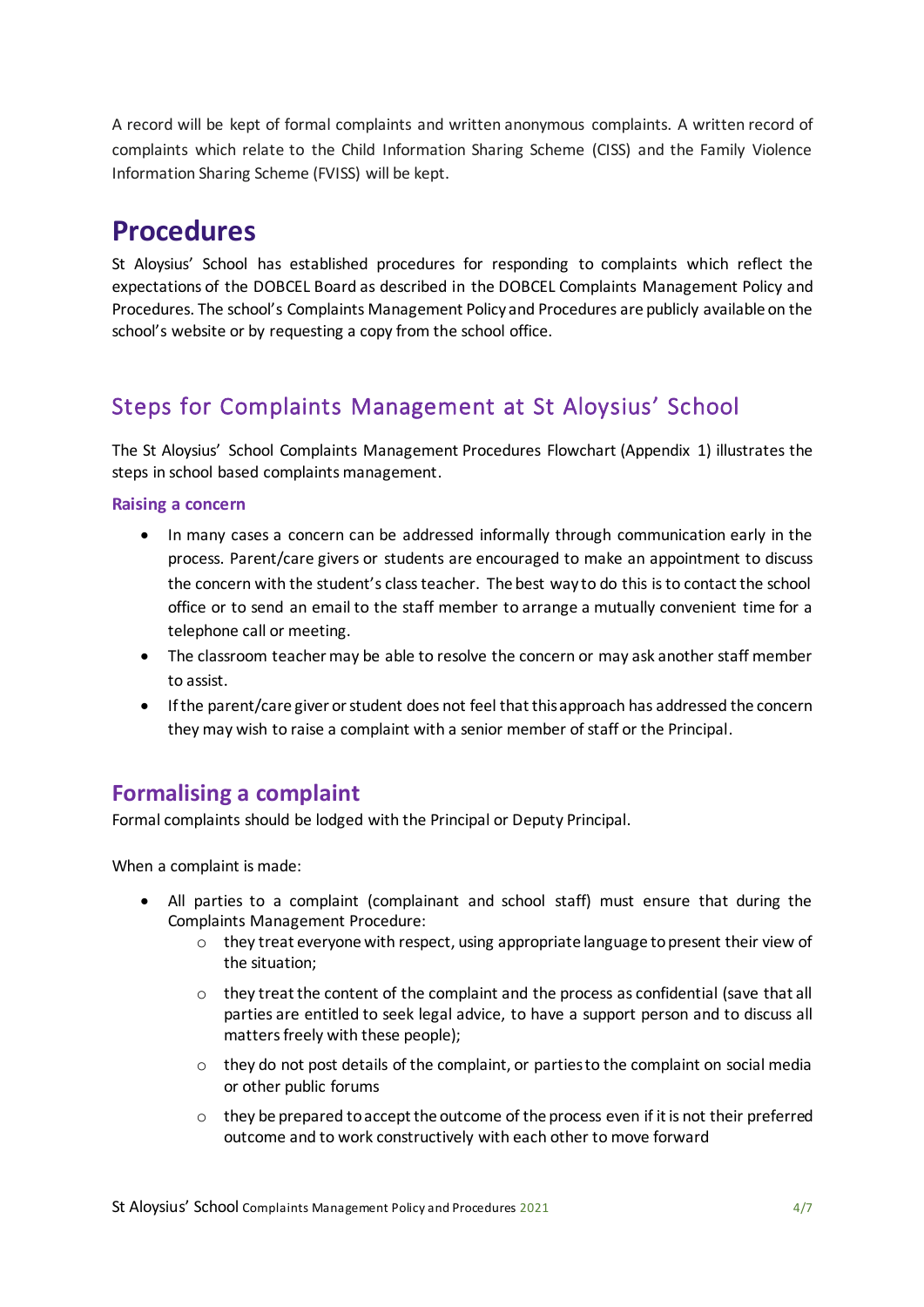A record will be kept of formal complaints and written anonymous complaints. A written record of complaints which relate to the Child Information Sharing Scheme (CISS) and the Family Violence Information Sharing Scheme (FVISS) will be kept.

# Procedures

St Aloysius' School has established procedures for responding to complaints which reflect the expectations of the DOBCEL Board as described in the DOBCEL Complaints Management Policy and Procedures. The school's Complaints Management Policy and Procedures are publicly available on the school's website or by requesting a copy from the school office.

## Steps for Complaints Management at St Aloysius' School

The St Aloysius' School Complaints Management Procedures Flowchart (Appendix 1) illustrates the steps in school based complaints management.

### Raising a concern

- In many cases a concern can be addressed informally through communication early in the process. Parent/care givers or students are encouraged to make an appointment to discuss the concern with the student's class teacher. The best way to do this is to contact the school office or to send an email to the staff member to arrange a mutually convenient time for a telephone call or meeting.
- The classroom teacher may be able to resolve the concern or may ask another staff member to assist.
- If the parent/care giver or student does not feel that this approach has addressed the concern they may wish to raise a complaint with a senior member of staff or the Principal.

## Formalising a complaint

Formal complaints should be lodged with the Principal or Deputy Principal.

When a complaint is made:

- All parties to a complaint (complainant and school staff) must ensure that during the Complaints Management Procedure:
    - they treat everyone with respect, using appropriate language to present their view of the situation;
    - they treat the content of the complaint and the process as confidential (save that all parties are entitled to seek legal advice, to have a support person and to discuss all matters freely with these people);
    - they do not post details of the complaint, or parties to the complaint on social media or other public forums
    - they be prepared to accept the outcome of the process even if it is not their preferred outcome and to work constructively with each other to move forward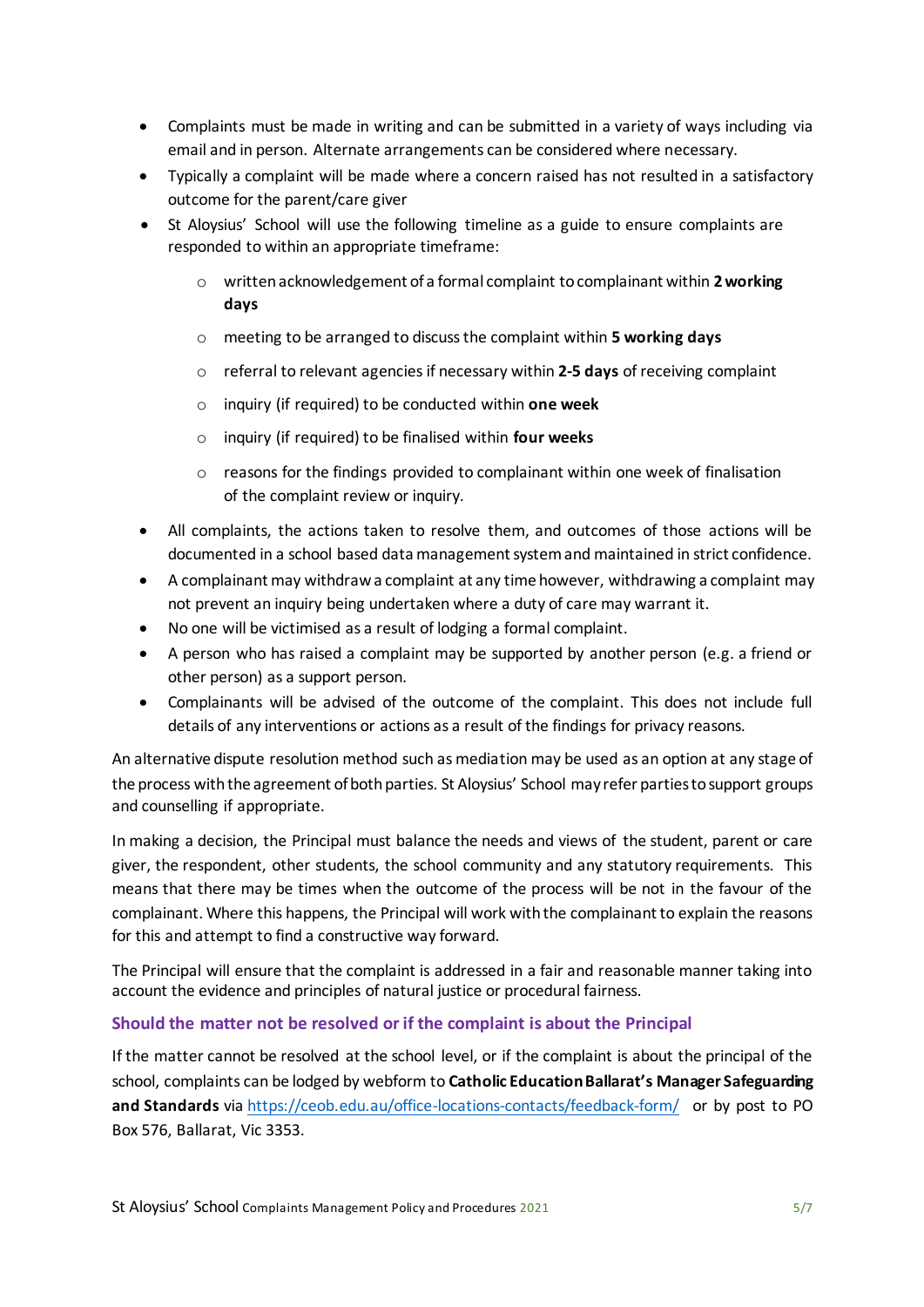- Complaints must be made in writing and can be submitted in a variety of ways including via email and in person. Alternate arrangements can be considered where necessary.
- Typically a complaint will be made where a concern raised has not resulted in a satisfactory outcome for the parent/care giver
- St Aloysius' School will use the following timeline as a guide to ensure complaints are responded to within an appropriate timeframe:
  - written acknowledgement of a formal complaint to complainant within **2 working days**
  - meeting to be arranged to discuss the complaint within **5 working days**
  - referral to relevant agencies if necessary within **2-5 days** of receiving complaint
  - inquiry (if required) to be conducted within **one week**
  - inquiry (if required) to be finalised within **four weeks**
  - reasons for the findings provided to complainant within one week of finalisation of the complaint review or inquiry.
- All complaints, the actions taken to resolve them, and outcomes of those actions will be documented in a school based data management system and maintained in strict confidence.
- A complainant may withdraw a complaint at any time however, withdrawing a complaint may not prevent an inquiry being undertaken where a duty of care may warrant it.
- No one will be victimised as a result of lodging a formal complaint.
- A person who has raised a complaint may be supported by another person (e.g. a friend or other person) as a support person.
- Complainants will be advised of the outcome of the complaint. This does not include full details of any interventions or actions as a result of the findings for privacy reasons.

An alternative dispute resolution method such as mediation may be used as an option at any stage of the process with the agreement of both parties. St Aloysius' School may refer parties to support groups and counselling if appropriate.

In making a decision, the Principal must balance the needs and views of the student, parent or care giver, the respondent, other students, the school community and any statutory requirements. This means that there may be times when the outcome of the process will be not in the favour of the complainant. Where this happens, the Principal will work with the complainant to explain the reasons for this and attempt to find a constructive way forward.

The Principal will ensure that the complaint is addressed in a fair and reasonable manner taking into account the evidence and principles of natural justice or procedural fairness.

### Should the matter not be resolved or if the complaint is about the Principal

If the matter cannot be resolved at the school level, or if the complaint is about the principal of the school, complaints can be lodged by webform to **Catholic Education Ballarat's Manager Safeguarding and Standards** via https://ceob.edu.au/office-locations-contacts/feedback-form/ or by post to PO Box 576, Ballarat, Vic 3353.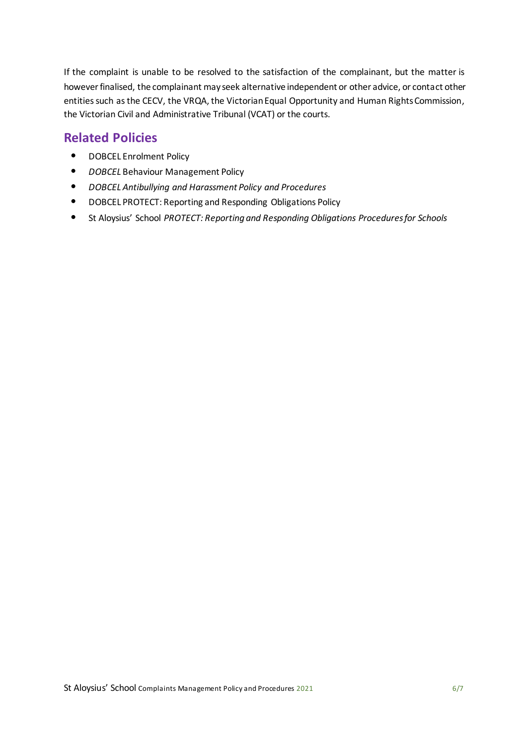If the complaint is unable to be resolved to the satisfaction of the complainant, but the matter is however finalised, the complainant may seek alternative independent or other advice, or contact other entities such as the CECV, the VRQA, the Victorian Equal Opportunity and Human Rights Commission, the Victorian Civil and Administrative Tribunal (VCAT) or the courts.

## Related Policies

- DOBCEL Enrolment Policy
- *DOBCEL* Behaviour Management Policy
- *DOBCEL Antibullying and Harassment Policy and Procedures*
- DOBCEL PROTECT: Reporting and Responding Obligations Policy
- St Aloysius' School *PROTECT: Reporting and Responding Obligations Procedures for Schools*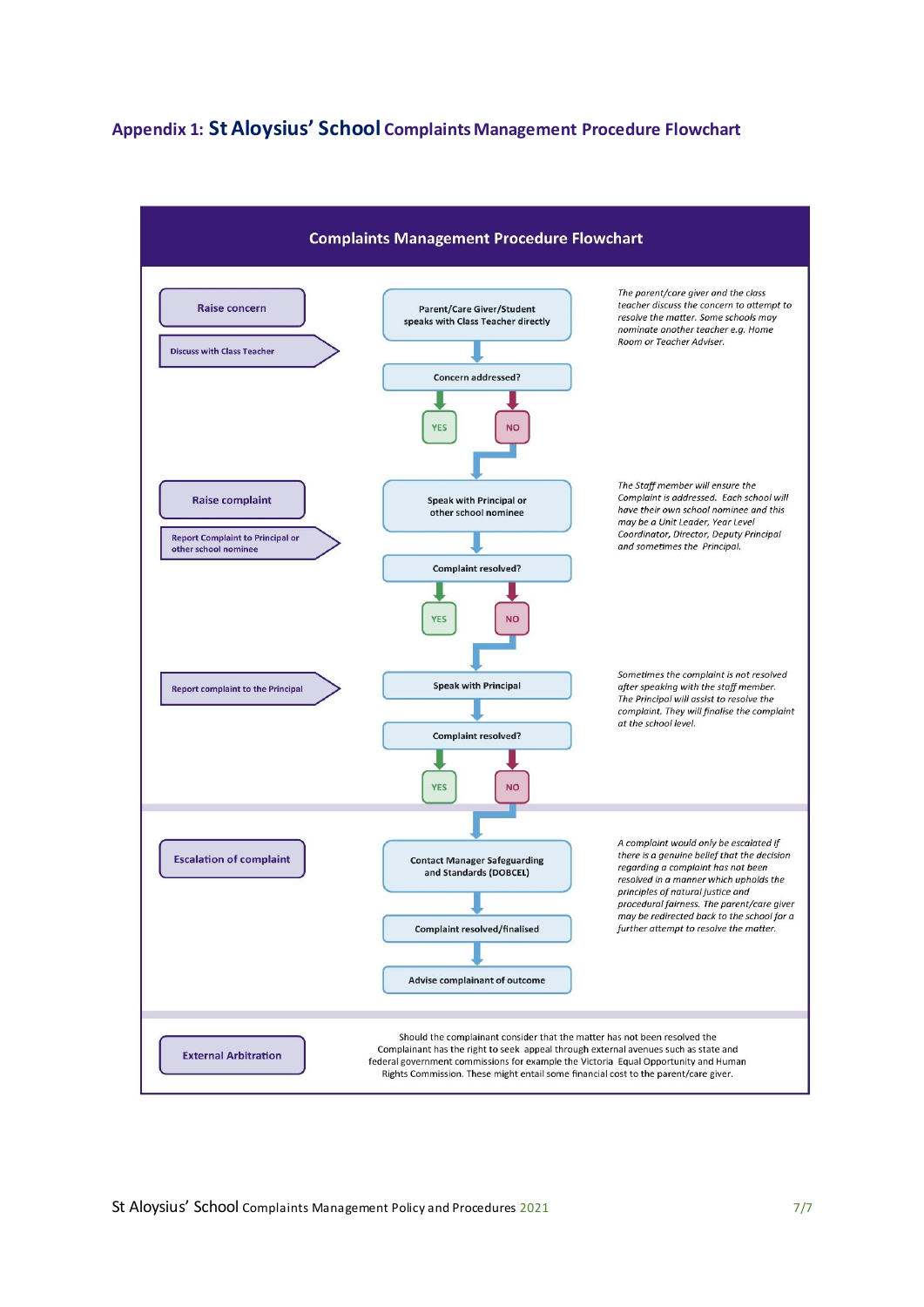## Appendix 1: St Aloysius' School Complaints Management Procedure Flowchart

### Complaints Management Procedure Flowchart

**Raise concern**

Discuss with Class Teacher

Parent/Care Giver/Student speaks with Class Teacher directly

Concern addressed?

YES

NO

*The parent/care giver and the class teacher discuss the concern to attempt to resolve the matter. Some schools may nominate another teacher e.g. Home Room or Teacher Adviser.*

**Raise complaint**

Report Complaint to Principal or other school nominee

Speak with Principal or other school nominee

Complaint resolved?

YES

NO

*The Staff member will ensure the Complaint is addressed. Each school will have their own school nominee and this may be a Unit Leader, Year Level Coordinator, Director, Deputy Principal and sometimes the Principal.*

Report complaint to the Principal

Speak with Principal

Complaint resolved?

YES

NO

*Sometimes the complaint is not resolved after speaking with the staff member. The Principal will assist to resolve the complaint. They will finalise the complaint at the school level.*

**Escalation of complaint**

Contact Manager Safeguarding and Standards (DOBCEL)

Complaint resolved/finalised

Advise complainant of outcome

*A complaint would only be escalated if there is a genuine belief that the decision regarding a complaint has not been resolved in a manner which upholds the principles of natural justice and procedural fairness. The parent/care giver may be redirected back to the school for a further attempt to resolve the matter.*

**External Arbitration**

Should the complainant consider that the matter has not been resolved the Complainant has the right to seek appeal through external avenues such as state and federal government commissions for example the Victoria Equal Opportunity and Human Rights Commission. These might entail some financial cost to the parent/care giver.